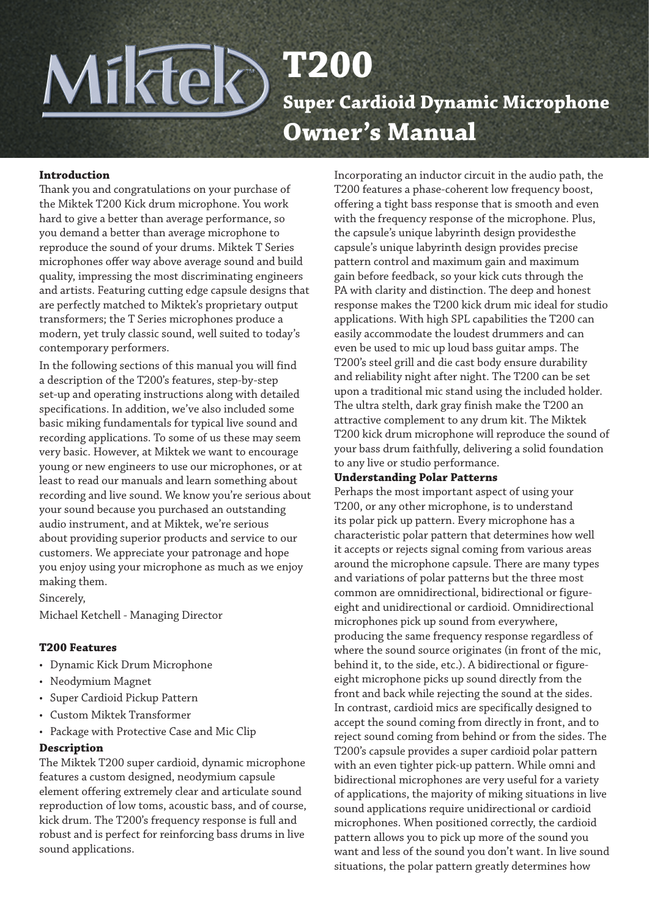# Miktek T200

## Super Cardioid Dynamic Microphone

## Owner's Manual

### Introduction

Thank you and congratulations on your purchase of the Miktek T200 Kick drum microphone. You work hard to give a better than average performance, so you demand a better than average microphone to reproduce the sound of your drums. Miktek T Series microphones offer way above average sound and build quality, impressing the most discriminating engineers and artists. Featuring cutting edge capsule designs that are perfectly matched to Miktek's proprietary output transformers; the T Series microphones produce a modern, yet truly classic sound, well suited to today's contemporary performers.

In the following sections of this manual you will find a description of the T200's features, step-by-step set-up and operating instructions along with detailed specifications. In addition, we've also included some basic miking fundamentals for typical live sound and recording applications. To some of us these may seem very basic. However, at Miktek we want to encourage young or new engineers to use our microphones, or at least to read our manuals and learn something about recording and live sound. We know you're serious about your sound because you purchased an outstanding audio instrument, and at Miktek, we're serious about providing superior products and service to our customers. We appreciate your patronage and hope you enjoy using your microphone as much as we enjoy making them.

Sincerely,

Michael Ketchell - Managing Director

### T200 Features

- Dynamic Kick Drum Microphone
- Neodymium Magnet
- Super Cardioid Pickup Pattern
- Custom Miktek Transformer
- Package with Protective Case and Mic Clip

### Description

The Miktek T200 super cardioid, dynamic microphone features a custom designed, neodymium capsule element offering extremely clear and articulate sound reproduction of low toms, acoustic bass, and of course, kick drum. The T200's frequency response is full and robust and is perfect for reinforcing bass drums in live sound applications.

Incorporating an inductor circuit in the audio path, the T200 features a phase-coherent low frequency boost, offering a tight bass response that is smooth and even with the frequency response of the microphone. Plus, the capsule's unique labyrinth design providesthe capsule's unique labyrinth design provides precise pattern control and maximum gain and maximum gain before feedback, so your kick cuts through the PA with clarity and distinction. The deep and honest response makes the T200 kick drum mic ideal for studio applications. With high SPL capabilities the T200 can easily accommodate the loudest drummers and can even be used to mic up loud bass guitar amps. The T200's steel grill and die cast body ensure durability and reliability night after night. The T200 can be set upon a traditional mic stand using the included holder. The ultra stelth, dark gray finish make the T200 an attractive complement to any drum kit. The Miktek T200 kick drum microphone will reproduce the sound of your bass drum faithfully, delivering a solid foundation to any live or studio performance.

### Understanding Polar Patterns

Perhaps the most important aspect of using your T200, or any other microphone, is to understand its polar pick up pattern. Every microphone has a characteristic polar pattern that determines how well it accepts or rejects signal coming from various areas around the microphone capsule. There are many types and variations of polar patterns but the three most common are omnidirectional, bidirectional or figure-eight and unidirectional or cardioid. Omnidirectional microphones pick up sound from everywhere, producing the same frequency response regardless of where the sound source originates (in front of the mic, behind it, to the side, etc.). A bidirectional or figure-eight microphone picks up sound directly from the front and back while rejecting the sound at the sides. In contrast, cardioid mics are specifically designed to accept the sound coming from directly in front, and to reject sound coming from behind or from the sides. The T200's capsule provides a super cardioid polar pattern with an even tighter pick-up pattern. While omni and bidirectional microphones are very useful for a variety of applications, the majority of miking situations in live sound applications require unidirectional or cardioid microphones. When positioned correctly, the cardioid pattern allows you to pick up more of the sound you want and less of the sound you don't want. In live sound situations, the polar pattern greatly determines how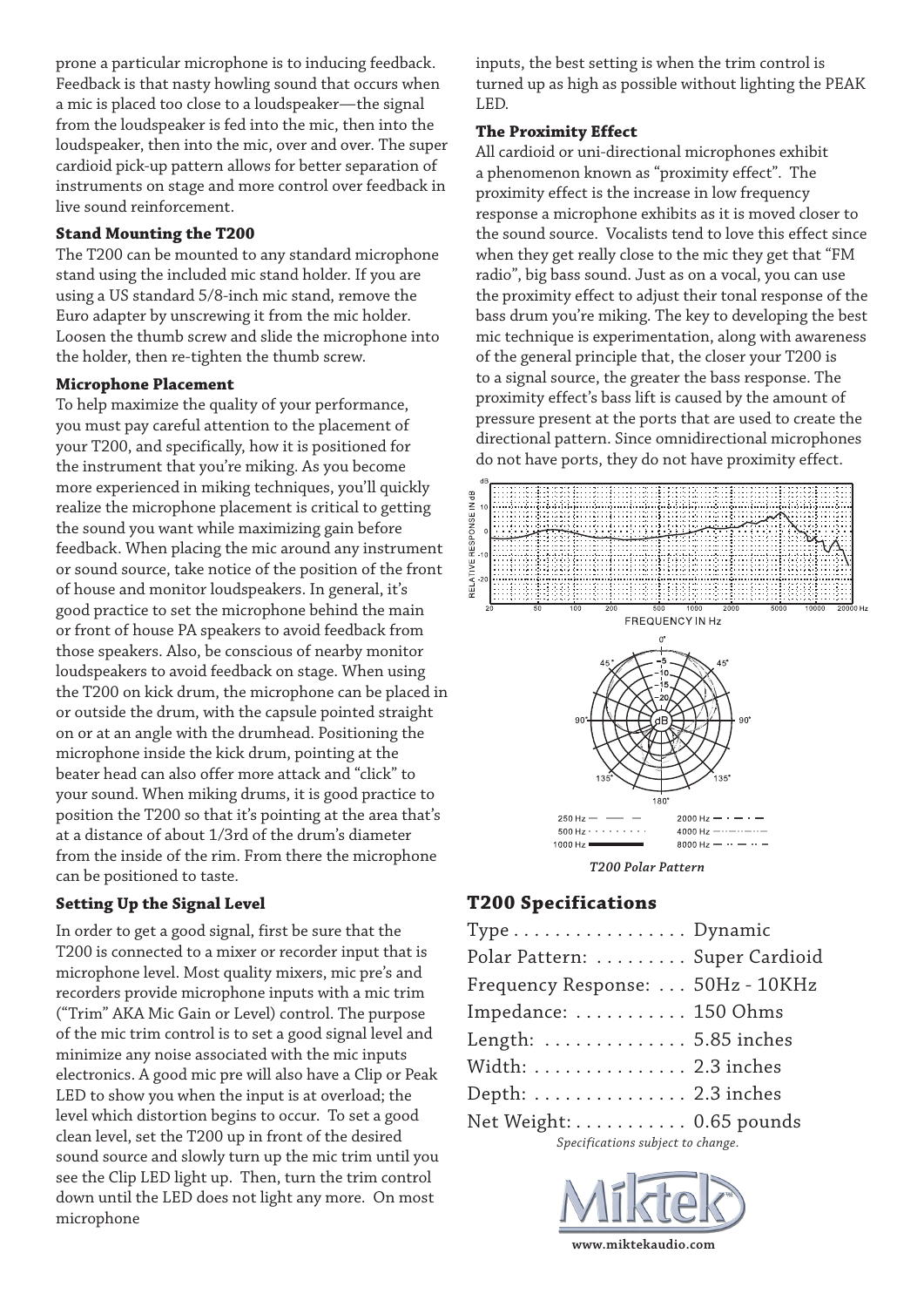prone a particular microphone is to inducing feedback. Feedback is that nasty howling sound that occurs when a mic is placed too close to a loudspeaker—the signal from the loudspeaker is fed into the mic, then into the loudspeaker, then into the mic, over and over. The super cardioid pick-up pattern allows for better separation of instruments on stage and more control over feedback in live sound reinforcement.

### Stand Mounting the T200

The T200 can be mounted to any standard microphone stand using the included mic stand holder. If you are using a US standard 5/8-inch mic stand, remove the Euro adapter by unscrewing it from the mic holder. Loosen the thumb screw and slide the microphone into the holder, then re-tighten the thumb screw.

### Microphone Placement

To help maximize the quality of your performance, you must pay careful attention to the placement of your T200, and specifically, how it is positioned for the instrument that you're miking. As you become more experienced in miking techniques, you'll quickly realize the microphone placement is critical to getting the sound you want while maximizing gain before feedback. When placing the mic around any instrument or sound source, take notice of the position of the front of house and monitor loudspeakers. In general, it's good practice to set the microphone behind the main or front of house PA speakers to avoid feedback from those speakers. Also, be conscious of nearby monitor loudspeakers to avoid feedback on stage. When using the T200 on kick drum, the microphone can be placed in or outside the drum, with the capsule pointed straight on or at an angle with the drumhead. Positioning the microphone inside the kick drum, pointing at the beater head can also offer more attack and "click" to your sound. When miking drums, it is good practice to position the T200 so that it's pointing at the area that's at a distance of about 1/3rd of the drum's diameter from the inside of the rim. From there the microphone can be positioned to taste.

### Setting Up the Signal Level

In order to get a good signal, first be sure that the T200 is connected to a mixer or recorder input that is microphone level. Most quality mixers, mic pre's and recorders provide microphone inputs with a mic trim ("Trim" AKA Mic Gain or Level) control. The purpose of the mic trim control is to set a good signal level and minimize any noise associated with the mic inputs electronics. A good mic pre will also have a Clip or Peak LED to show you when the input is at overload; the level which distortion begins to occur. To set a good clean level, set the T200 up in front of the desired sound source and slowly turn up the mic trim until you see the Clip LED light up. Then, turn the trim control down until the LED does not light any more. On most microphone inputs, the best setting is when the trim control is turned up as high as possible without lighting the PEAK LED.

### The Proximity Effect

All cardioid or uni-directional microphones exhibit a phenomenon known as "proximity effect". The proximity effect is the increase in low frequency response a microphone exhibits as it is moved closer to the sound source. Vocalists tend to love this effect since when they get really close to the mic they get that "FM radio", big bass sound. Just as on a vocal, you can use the proximity effect to adjust their tonal response of the bass drum you're miking. The key to developing the best mic technique is experimentation, along with awareness of the general principle that, the closer your T200 is to a signal source, the greater the bass response. The proximity effect's bass lift is caused by the amount of pressure present at the ports that are used to create the directional pattern. Since omnidirectional microphones do not have ports, they do not have proximity effect.

*T200 Polar Pattern*

## T200 Specifications

| | |
|---|---|
| Type | Dynamic |
| Polar Pattern: | Super Cardioid |
| Frequency Response: | 50Hz - 10KHz |
| Impedance: | 150 Ohms |
| Length: | 5.85 inches |
| Width: | 2.3 inches |
| Depth: | 2.3 inches |
| Net Weight: | 0.65 pounds |

*Specifications subject to change.*

www.miktekaudio.com